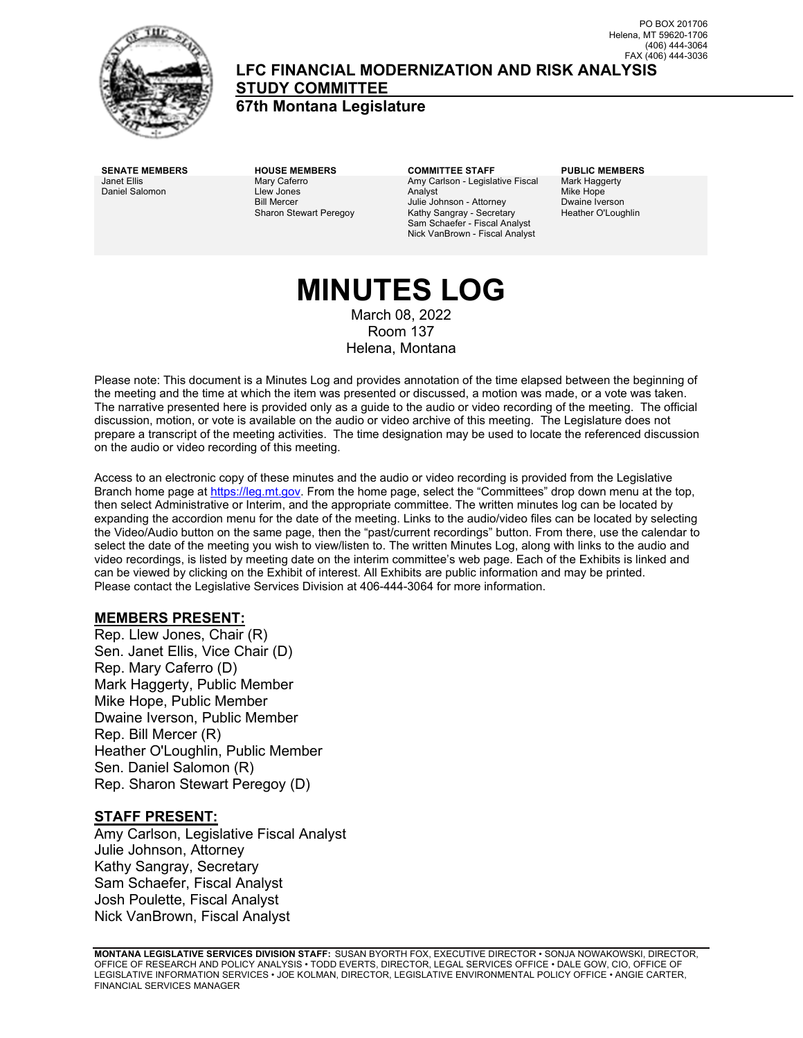PO BOX 201706
Helena, MT 59620-1706
(406) 444-3064
FAX (406) 444-3036

# LFC FINANCIAL MODERNIZATION AND RISK ANALYSIS STUDY COMMITTEE

**67th Montana Legislature**

| SENATE MEMBERS | HOUSE MEMBERS | COMMITTEE STAFF | PUBLIC MEMBERS |
|---|---|---|---|
| Janet Ellis | Mary Caferro | Amy Carlson - Legislative Fiscal Analyst | Mark Haggerty |
| Daniel Salomon | Llew Jones | Julie Johnson - Attorney | Mike Hope |
| | Bill Mercer | Kathy Sangray - Secretary | Dwaine Iverson |
| | Sharon Stewart Peregoy | Sam Schaefer - Fiscal Analyst | Heather O'Loughlin |
| | | Nick VanBrown - Fiscal Analyst | |

# MINUTES LOG

March 08, 2022
Room 137
Helena, Montana

Please note: This document is a Minutes Log and provides annotation of the time elapsed between the beginning of the meeting and the time at which the item was presented or discussed, a motion was made, or a vote was taken. The narrative presented here is provided only as a guide to the audio or video recording of the meeting. The official discussion, motion, or vote is available on the audio or video archive of this meeting. The Legislature does not prepare a transcript of the meeting activities. The time designation may be used to locate the referenced discussion on the audio or video recording of this meeting.

Access to an electronic copy of these minutes and the audio or video recording is provided from the Legislative Branch home page at https://leg.mt.gov. From the home page, select the "Committees" drop down menu at the top, then select Administrative or Interim, and the appropriate committee. The written minutes log can be located by expanding the accordion menu for the date of the meeting. Links to the audio/video files can be located by selecting the Video/Audio button on the same page, then the "past/current recordings" button. From there, use the calendar to select the date of the meeting you wish to view/listen to. The written Minutes Log, along with links to the audio and video recordings, is listed by meeting date on the interim committee's web page. Each of the Exhibits is linked and can be viewed by clicking on the Exhibit of interest. All Exhibits are public information and may be printed. Please contact the Legislative Services Division at 406-444-3064 for more information.

## MEMBERS PRESENT:

Rep. Llew Jones, Chair (R)
Sen. Janet Ellis, Vice Chair (D)
Rep. Mary Caferro (D)
Mark Haggerty, Public Member
Mike Hope, Public Member
Dwaine Iverson, Public Member
Rep. Bill Mercer (R)
Heather O'Loughlin, Public Member
Sen. Daniel Salomon (R)
Rep. Sharon Stewart Peregoy (D)

## STAFF PRESENT:

Amy Carlson, Legislative Fiscal Analyst
Julie Johnson, Attorney
Kathy Sangray, Secretary
Sam Schaefer, Fiscal Analyst
Josh Poulette, Fiscal Analyst
Nick VanBrown, Fiscal Analyst

**MONTANA LEGISLATIVE SERVICES DIVISION STAFF:** SUSAN BYORTH FOX, EXECUTIVE DIRECTOR • SONJA NOWAKOWSKI, DIRECTOR, OFFICE OF RESEARCH AND POLICY ANALYSIS • TODD EVERTS, DIRECTOR, LEGAL SERVICES OFFICE • DALE GOW, CIO, OFFICE OF LEGISLATIVE INFORMATION SERVICES • JOE KOLMAN, DIRECTOR, LEGISLATIVE ENVIRONMENTAL POLICY OFFICE • ANGIE CARTER, FINANCIAL SERVICES MANAGER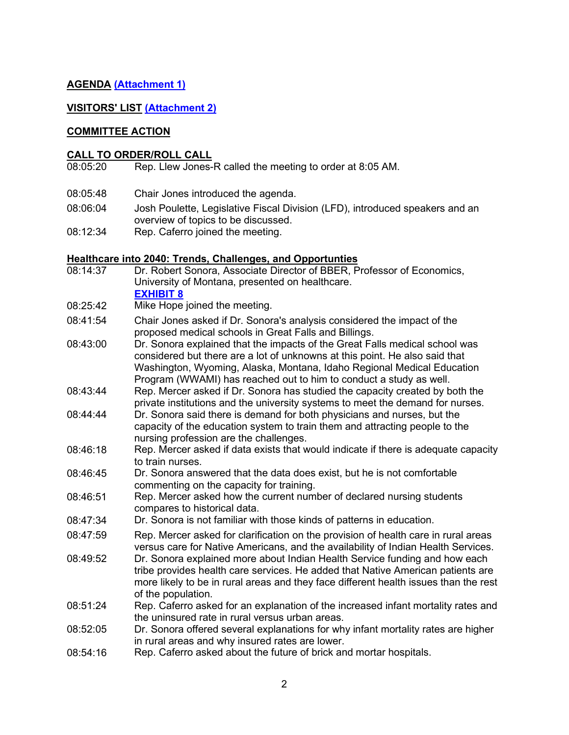**AGENDA** **(Attachment 1)**

**VISITORS' LIST** **(Attachment 2)**

**COMMITTEE ACTION**

**CALL TO ORDER/ROLL CALL**

08:05:20 Rep. Llew Jones-R called the meeting to order at 8:05 AM.

08:05:48 Chair Jones introduced the agenda.

08:06:04 Josh Poulette, Legislative Fiscal Division (LFD), introduced speakers and an overview of topics to be discussed.

08:12:34 Rep. Caferro joined the meeting.

**Healthcare into 2040: Trends, Challenges, and Opportunties**

08:14:37 Dr. Robert Sonora, Associate Director of BBER, Professor of Economics, University of Montana, presented on healthcare.
**EXHIBIT 8**

08:25:42 Mike Hope joined the meeting.

08:41:54 Chair Jones asked if Dr. Sonora's analysis considered the impact of the proposed medical schools in Great Falls and Billings.

08:43:00 Dr. Sonora explained that the impacts of the Great Falls medical school was considered but there are a lot of unknowns at this point. He also said that Washington, Wyoming, Alaska, Montana, Idaho Regional Medical Education Program (WWAMI) has reached out to him to conduct a study as well.

08:43:44 Rep. Mercer asked if Dr. Sonora has studied the capacity created by both the private institutions and the university systems to meet the demand for nurses.

08:44:44 Dr. Sonora said there is demand for both physicians and nurses, but the capacity of the education system to train them and attracting people to the nursing profession are the challenges.

08:46:18 Rep. Mercer asked if data exists that would indicate if there is adequate capacity to train nurses.

08:46:45 Dr. Sonora answered that the data does exist, but he is not comfortable commenting on the capacity for training.

08:46:51 Rep. Mercer asked how the current number of declared nursing students compares to historical data.

08:47:34 Dr. Sonora is not familiar with those kinds of patterns in education.

08:47:59 Rep. Mercer asked for clarification on the provision of health care in rural areas versus care for Native Americans, and the availability of Indian Health Services.

08:49:52 Dr. Sonora explained more about Indian Health Service funding and how each tribe provides health care services. He added that Native American patients are more likely to be in rural areas and they face different health issues than the rest of the population.

08:51:24 Rep. Caferro asked for an explanation of the increased infant mortality rates and the uninsured rate in rural versus urban areas.

08:52:05 Dr. Sonora offered several explanations for why infant mortality rates are higher in rural areas and why insured rates are lower.

08:54:16 Rep. Caferro asked about the future of brick and mortar hospitals.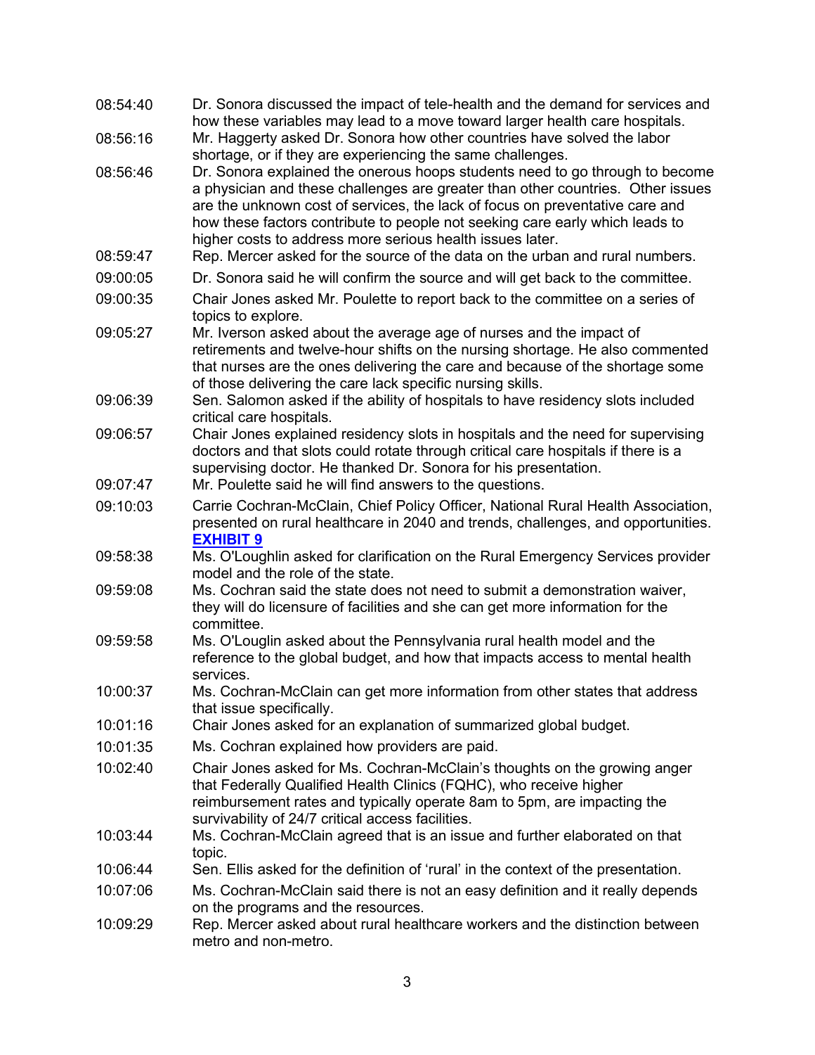| | |
|---|---|
| 08:54:40 | Dr. Sonora discussed the impact of tele-health and the demand for services and how these variables may lead to a move toward larger health care hospitals. |
| 08:56:16 | Mr. Haggerty asked Dr. Sonora how other countries have solved the labor shortage, or if they are experiencing the same challenges. |
| 08:56:46 | Dr. Sonora explained the onerous hoops students need to go through to become a physician and these challenges are greater than other countries. Other issues are the unknown cost of services, the lack of focus on preventative care and how these factors contribute to people not seeking care early which leads to higher costs to address more serious health issues later. |
| 08:59:47 | Rep. Mercer asked for the source of the data on the urban and rural numbers. |
| 09:00:05 | Dr. Sonora said he will confirm the source and will get back to the committee. |
| 09:00:35 | Chair Jones asked Mr. Poulette to report back to the committee on a series of topics to explore. |
| 09:05:27 | Mr. Iverson asked about the average age of nurses and the impact of retirements and twelve-hour shifts on the nursing shortage. He also commented that nurses are the ones delivering the care and because of the shortage some of those delivering the care lack specific nursing skills. |
| 09:06:39 | Sen. Salomon asked if the ability of hospitals to have residency slots included critical care hospitals. |
| 09:06:57 | Chair Jones explained residency slots in hospitals and the need for supervising doctors and that slots could rotate through critical care hospitals if there is a supervising doctor. He thanked Dr. Sonora for his presentation. |
| 09:07:47 | Mr. Poulette said he will find answers to the questions. |
| 09:10:03 | Carrie Cochran-McClain, Chief Policy Officer, National Rural Health Association, presented on rural healthcare in 2040 and trends, challenges, and opportunities. **EXHIBIT 9** |
| 09:58:38 | Ms. O'Loughlin asked for clarification on the Rural Emergency Services provider model and the role of the state. |
| 09:59:08 | Ms. Cochran said the state does not need to submit a demonstration waiver, they will do licensure of facilities and she can get more information for the committee. |
| 09:59:58 | Ms. O'Louglin asked about the Pennsylvania rural health model and the reference to the global budget, and how that impacts access to mental health services. |
| 10:00:37 | Ms. Cochran-McClain can get more information from other states that address that issue specifically. |
| 10:01:16 | Chair Jones asked for an explanation of summarized global budget. |
| 10:01:35 | Ms. Cochran explained how providers are paid. |
| 10:02:40 | Chair Jones asked for Ms. Cochran-McClain's thoughts on the growing anger that Federally Qualified Health Clinics (FQHC), who receive higher reimbursement rates and typically operate 8am to 5pm, are impacting the survivability of 24/7 critical access facilities. |
| 10:03:44 | Ms. Cochran-McClain agreed that is an issue and further elaborated on that topic. |
| 10:06:44 | Sen. Ellis asked for the definition of 'rural' in the context of the presentation. |
| 10:07:06 | Ms. Cochran-McClain said there is not an easy definition and it really depends on the programs and the resources. |
| 10:09:29 | Rep. Mercer asked about rural healthcare workers and the distinction between metro and non-metro. |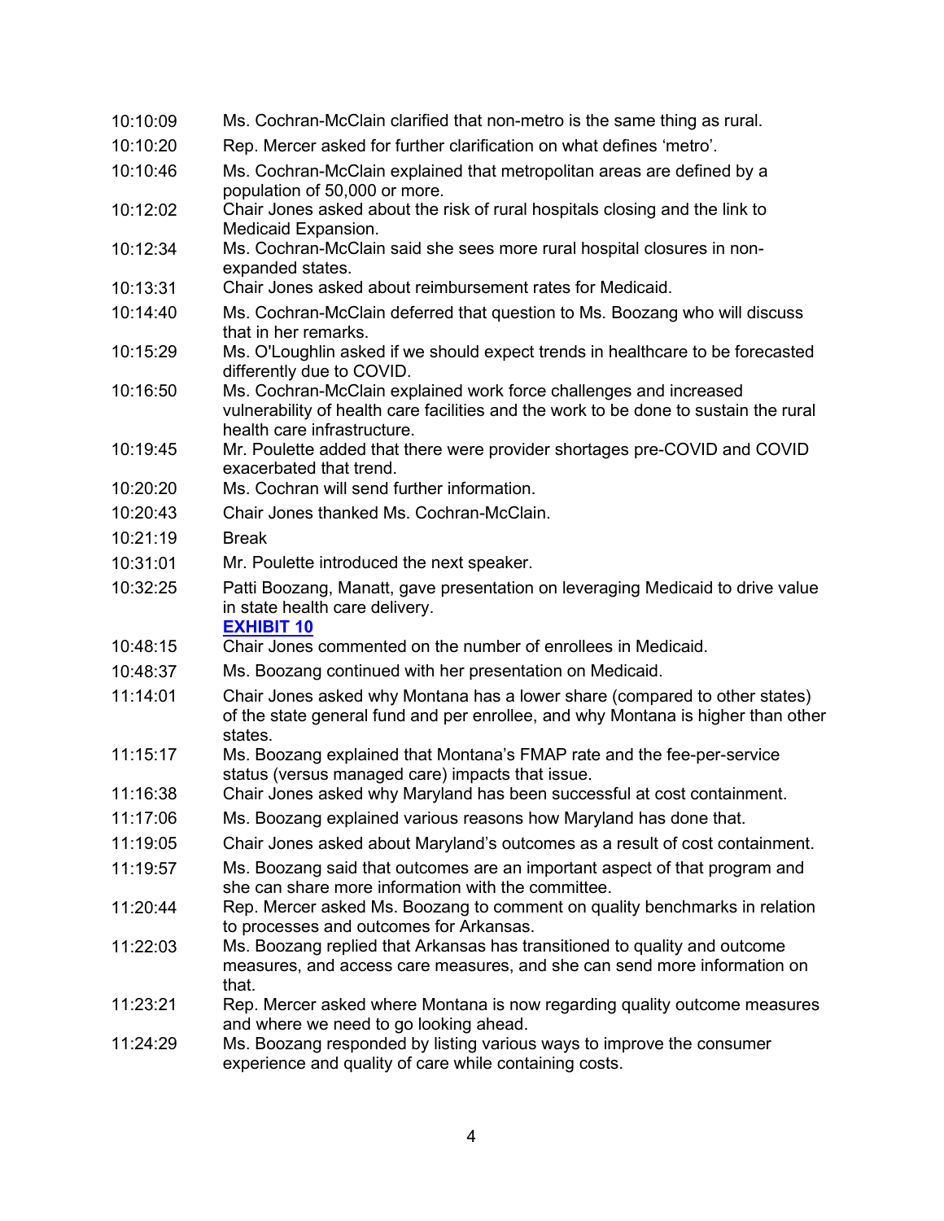| | |
|---|---|
| 10:10:09 | Ms. Cochran-McClain clarified that non-metro is the same thing as rural. |
| 10:10:20 | Rep. Mercer asked for further clarification on what defines 'metro'. |
| 10:10:46 | Ms. Cochran-McClain explained that metropolitan areas are defined by a population of 50,000 or more. |
| 10:12:02 | Chair Jones asked about the risk of rural hospitals closing and the link to Medicaid Expansion. |
| 10:12:34 | Ms. Cochran-McClain said she sees more rural hospital closures in non-expanded states. |
| 10:13:31 | Chair Jones asked about reimbursement rates for Medicaid. |
| 10:14:40 | Ms. Cochran-McClain deferred that question to Ms. Boozang who will discuss that in her remarks. |
| 10:15:29 | Ms. O'Loughlin asked if we should expect trends in healthcare to be forecasted differently due to COVID. |
| 10:16:50 | Ms. Cochran-McClain explained work force challenges and increased vulnerability of health care facilities and the work to be done to sustain the rural health care infrastructure. |
| 10:19:45 | Mr. Poulette added that there were provider shortages pre-COVID and COVID exacerbated that trend. |
| 10:20:20 | Ms. Cochran will send further information. |
| 10:20:43 | Chair Jones thanked Ms. Cochran-McClain. |
| 10:21:19 | Break |
| 10:31:01 | Mr. Poulette introduced the next speaker. |
| 10:32:25 | Patti Boozang, Manatt, gave presentation on leveraging Medicaid to drive value in state health care delivery. **EXHIBIT 10** |
| 10:48:15 | Chair Jones commented on the number of enrollees in Medicaid. |
| 10:48:37 | Ms. Boozang continued with her presentation on Medicaid. |
| 11:14:01 | Chair Jones asked why Montana has a lower share (compared to other states) of the state general fund and per enrollee, and why Montana is higher than other states. |
| 11:15:17 | Ms. Boozang explained that Montana's FMAP rate and the fee-per-service status (versus managed care) impacts that issue. |
| 11:16:38 | Chair Jones asked why Maryland has been successful at cost containment. |
| 11:17:06 | Ms. Boozang explained various reasons how Maryland has done that. |
| 11:19:05 | Chair Jones asked about Maryland's outcomes as a result of cost containment. |
| 11:19:57 | Ms. Boozang said that outcomes are an important aspect of that program and she can share more information with the committee. |
| 11:20:44 | Rep. Mercer asked Ms. Boozang to comment on quality benchmarks in relation to processes and outcomes for Arkansas. |
| 11:22:03 | Ms. Boozang replied that Arkansas has transitioned to quality and outcome measures, and access care measures, and she can send more information on that. |
| 11:23:21 | Rep. Mercer asked where Montana is now regarding quality outcome measures and where we need to go looking ahead. |
| 11:24:29 | Ms. Boozang responded by listing various ways to improve the consumer experience and quality of care while containing costs. |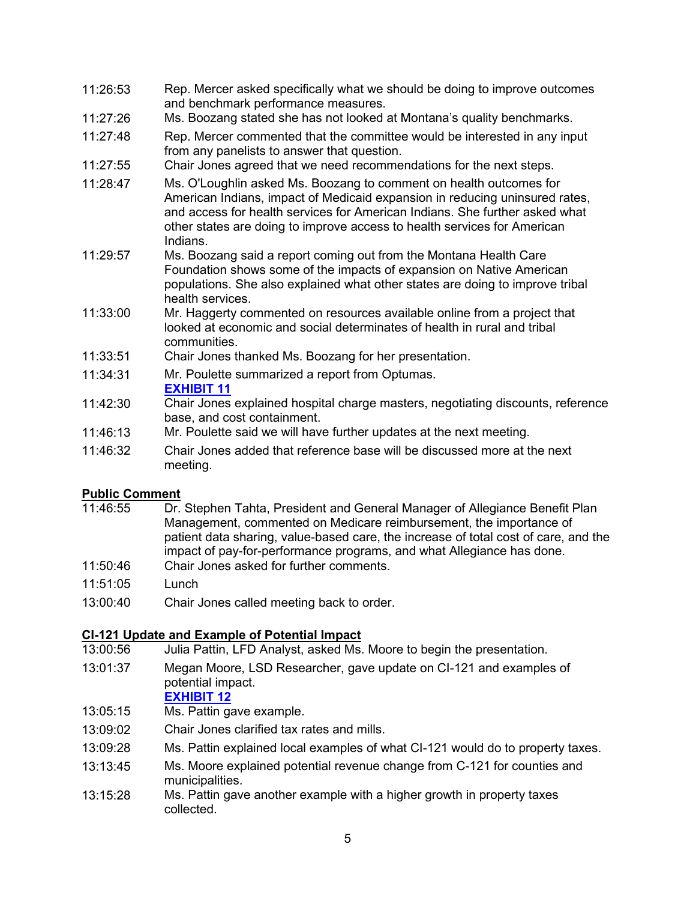11:26:53 Rep. Mercer asked specifically what we should be doing to improve outcomes and benchmark performance measures.

11:27:26 Ms. Boozang stated she has not looked at Montana's quality benchmarks.

11:27:48 Rep. Mercer commented that the committee would be interested in any input from any panelists to answer that question.

11:27:55 Chair Jones agreed that we need recommendations for the next steps.

11:28:47 Ms. O'Loughlin asked Ms. Boozang to comment on health outcomes for American Indians, impact of Medicaid expansion in reducing uninsured rates, and access for health services for American Indians. She further asked what other states are doing to improve access to health services for American Indians.

11:29:57 Ms. Boozang said a report coming out from the Montana Health Care Foundation shows some of the impacts of expansion on Native American populations. She also explained what other states are doing to improve tribal health services.

11:33:00 Mr. Haggerty commented on resources available online from a project that looked at economic and social determinates of health in rural and tribal communities.

11:33:51 Chair Jones thanked Ms. Boozang for her presentation.

11:34:31 Mr. Poulette summarized a report from Optumas.
**EXHIBIT 11**

11:42:30 Chair Jones explained hospital charge masters, negotiating discounts, reference base, and cost containment.

11:46:13 Mr. Poulette said we will have further updates at the next meeting.

11:46:32 Chair Jones added that reference base will be discussed more at the next meeting.

## Public Comment

11:46:55 Dr. Stephen Tahta, President and General Manager of Allegiance Benefit Plan Management, commented on Medicare reimbursement, the importance of patient data sharing, value-based care, the increase of total cost of care, and the impact of pay-for-performance programs, and what Allegiance has done.

11:50:46 Chair Jones asked for further comments.

11:51:05 Lunch

13:00:40 Chair Jones called meeting back to order.

## CI-121 Update and Example of Potential Impact

13:00:56 Julia Pattin, LFD Analyst, asked Ms. Moore to begin the presentation.

13:01:37 Megan Moore, LSD Researcher, gave update on CI-121 and examples of potential impact.
**EXHIBIT 12**

13:05:15 Ms. Pattin gave example.

13:09:02 Chair Jones clarified tax rates and mills.

13:09:28 Ms. Pattin explained local examples of what CI-121 would do to property taxes.

13:13:45 Ms. Moore explained potential revenue change from C-121 for counties and municipalities.

13:15:28 Ms. Pattin gave another example with a higher growth in property taxes collected.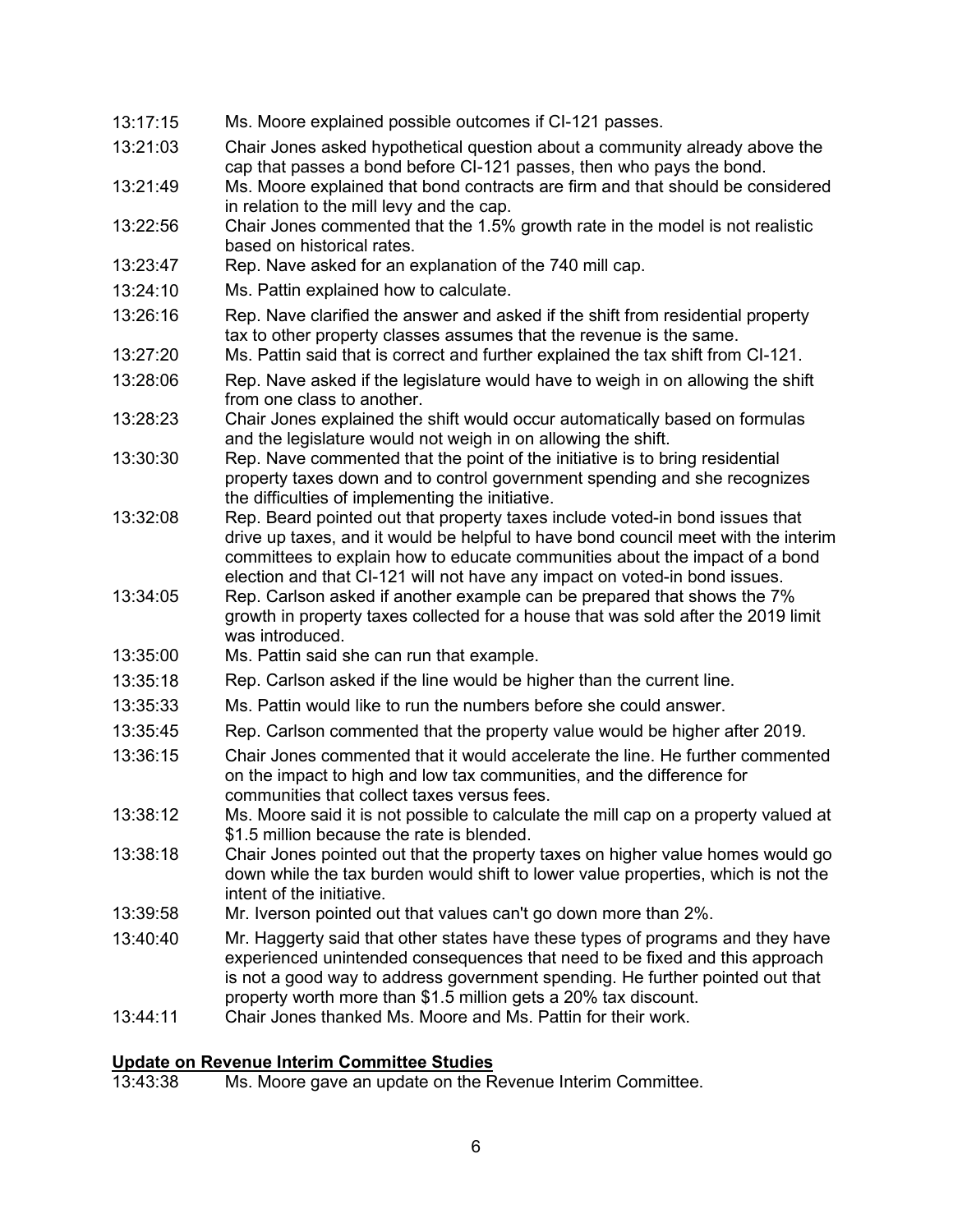13:17:15 Ms. Moore explained possible outcomes if CI-121 passes.

13:21:03 Chair Jones asked hypothetical question about a community already above the cap that passes a bond before CI-121 passes, then who pays the bond.

13:21:49 Ms. Moore explained that bond contracts are firm and that should be considered in relation to the mill levy and the cap.

13:22:56 Chair Jones commented that the 1.5% growth rate in the model is not realistic based on historical rates.

13:23:47 Rep. Nave asked for an explanation of the 740 mill cap.

13:24:10 Ms. Pattin explained how to calculate.

13:26:16 Rep. Nave clarified the answer and asked if the shift from residential property tax to other property classes assumes that the revenue is the same.

13:27:20 Ms. Pattin said that is correct and further explained the tax shift from CI-121.

13:28:06 Rep. Nave asked if the legislature would have to weigh in on allowing the shift from one class to another.

13:28:23 Chair Jones explained the shift would occur automatically based on formulas and the legislature would not weigh in on allowing the shift.

13:30:30 Rep. Nave commented that the point of the initiative is to bring residential property taxes down and to control government spending and she recognizes the difficulties of implementing the initiative.

13:32:08 Rep. Beard pointed out that property taxes include voted-in bond issues that drive up taxes, and it would be helpful to have bond council meet with the interim committees to explain how to educate communities about the impact of a bond election and that CI-121 will not have any impact on voted-in bond issues.

13:34:05 Rep. Carlson asked if another example can be prepared that shows the 7% growth in property taxes collected for a house that was sold after the 2019 limit was introduced.

13:35:00 Ms. Pattin said she can run that example.

13:35:18 Rep. Carlson asked if the line would be higher than the current line.

13:35:33 Ms. Pattin would like to run the numbers before she could answer.

13:35:45 Rep. Carlson commented that the property value would be higher after 2019.

13:36:15 Chair Jones commented that it would accelerate the line. He further commented on the impact to high and low tax communities, and the difference for communities that collect taxes versus fees.

13:38:12 Ms. Moore said it is not possible to calculate the mill cap on a property valued at \$1.5 million because the rate is blended.

13:38:18 Chair Jones pointed out that the property taxes on higher value homes would go down while the tax burden would shift to lower value properties, which is not the intent of the initiative.

13:39:58 Mr. Iverson pointed out that values can't go down more than 2%.

13:40:40 Mr. Haggerty said that other states have these types of programs and they have experienced unintended consequences that need to be fixed and this approach is not a good way to address government spending. He further pointed out that property worth more than \$1.5 million gets a 20% tax discount.

13:44:11 Chair Jones thanked Ms. Moore and Ms. Pattin for their work.

**Update on Revenue Interim Committee Studies**

13:43:38 Ms. Moore gave an update on the Revenue Interim Committee.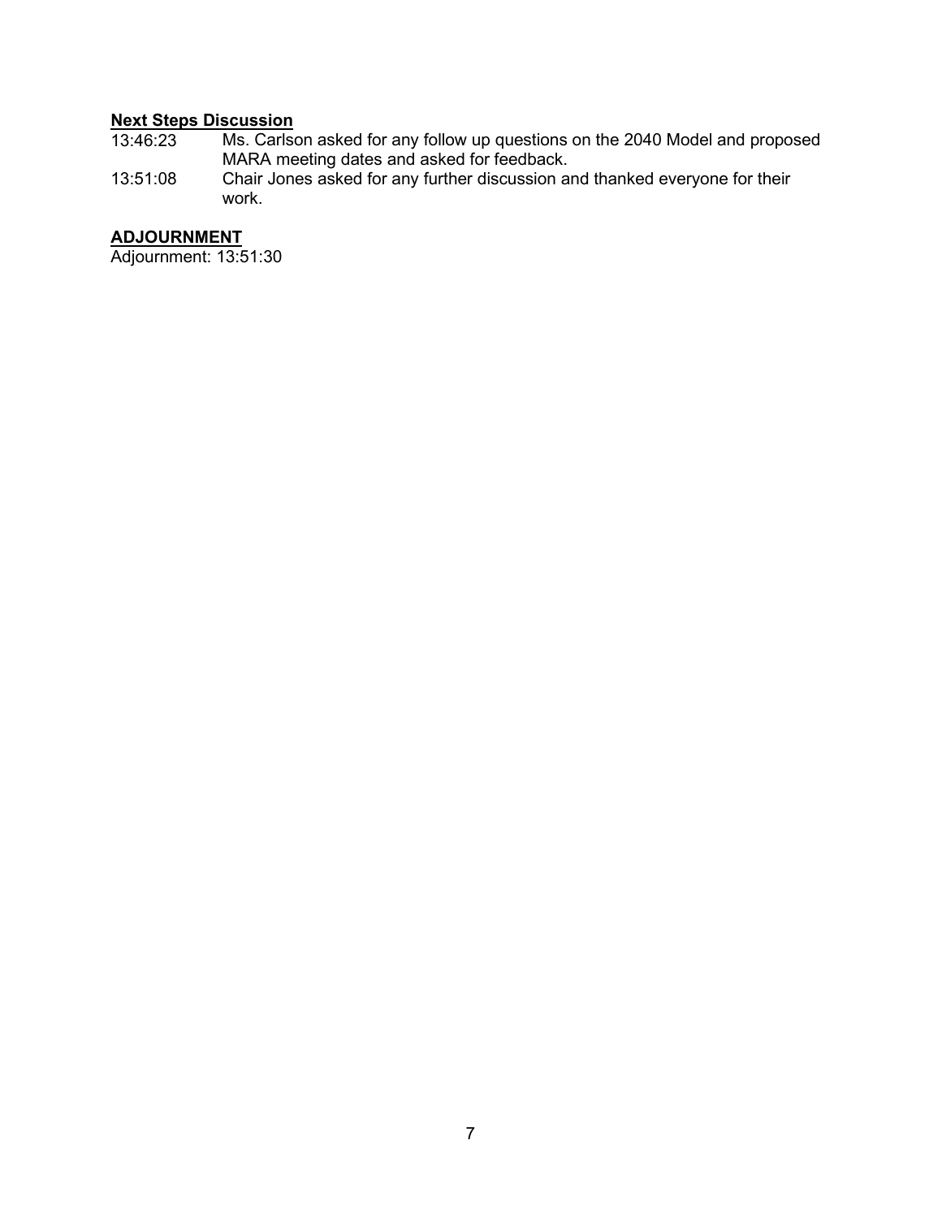**Next Steps Discussion**

13:46:23 Ms. Carlson asked for any follow up questions on the 2040 Model and proposed MARA meeting dates and asked for feedback.

13:51:08 Chair Jones asked for any further discussion and thanked everyone for their work.

**ADJOURNMENT**

Adjournment: 13:51:30